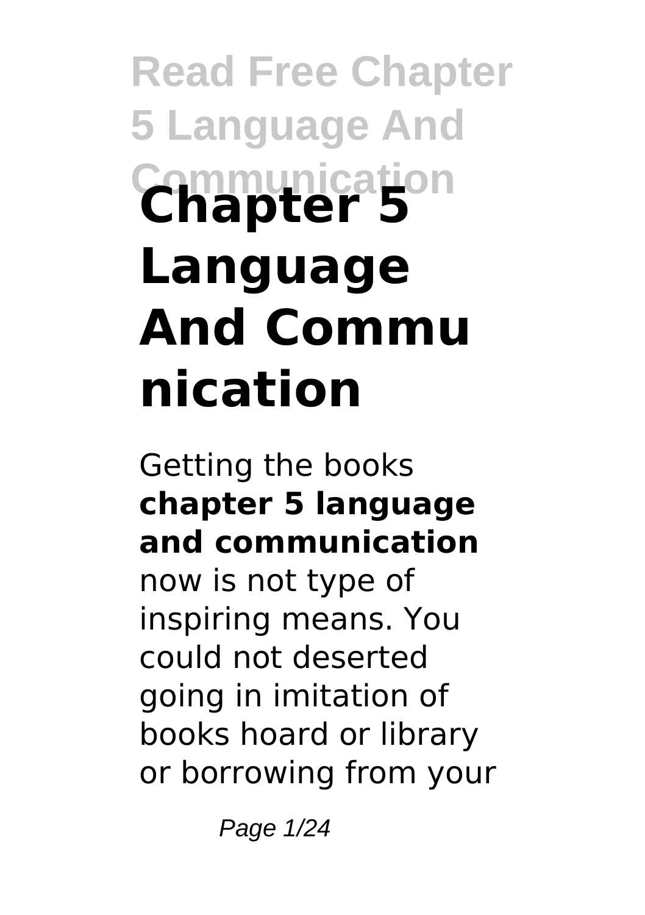# Chapter 5 Language And Communication

Getting the books **chapter 5 language and communication** now is not type of inspiring means. You could not deserted going in imitation of books hoard or library or borrowing from your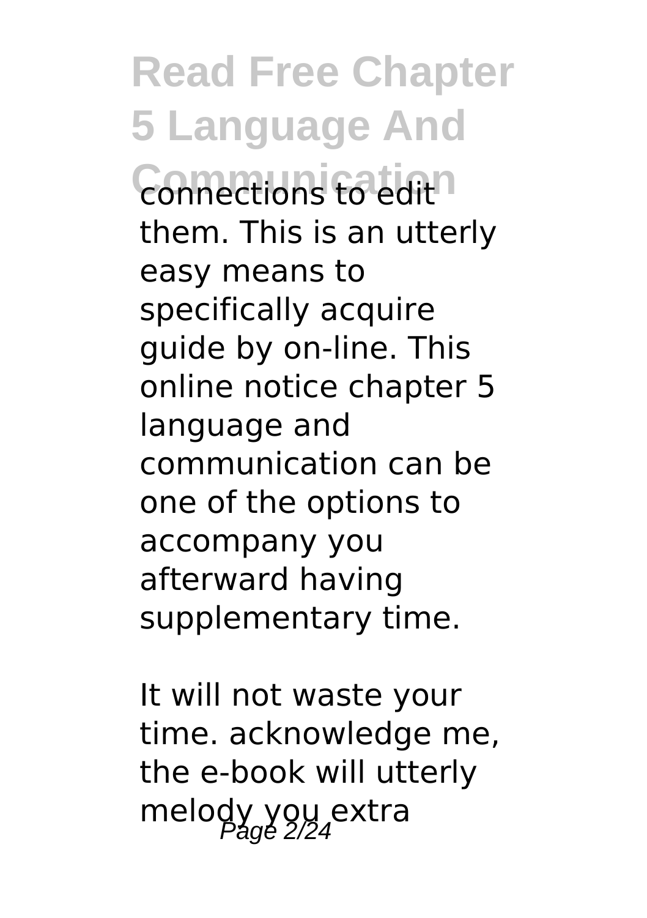connections to edit them. This is an utterly easy means to specifically acquire guide by on-line. This online notice chapter 5 language and communication can be one of the options to accompany you afterward having supplementary time.

It will not waste your time. acknowledge me, the e-book will utterly melody you extra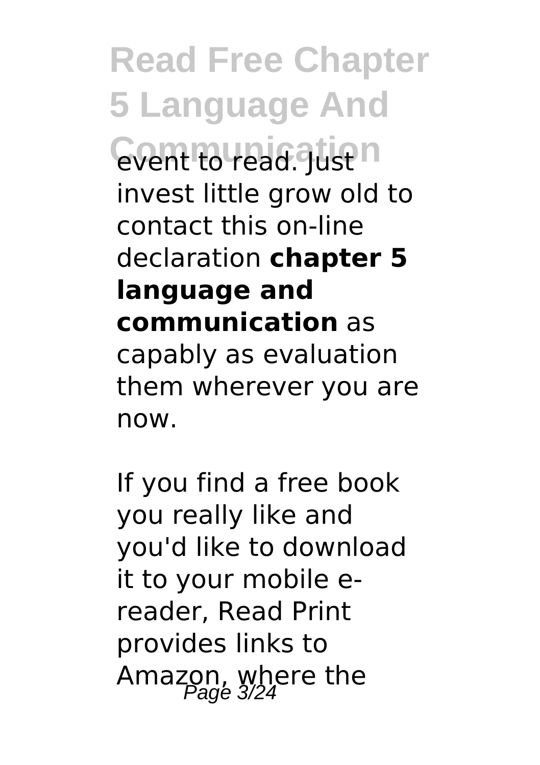event to read. Just invest little grow old to contact this on-line declaration **chapter 5 language and communication** as capably as evaluation them wherever you are now.

If you find a free book you really like and you'd like to download it to your mobile e-reader, Read Print provides links to Amazon, where the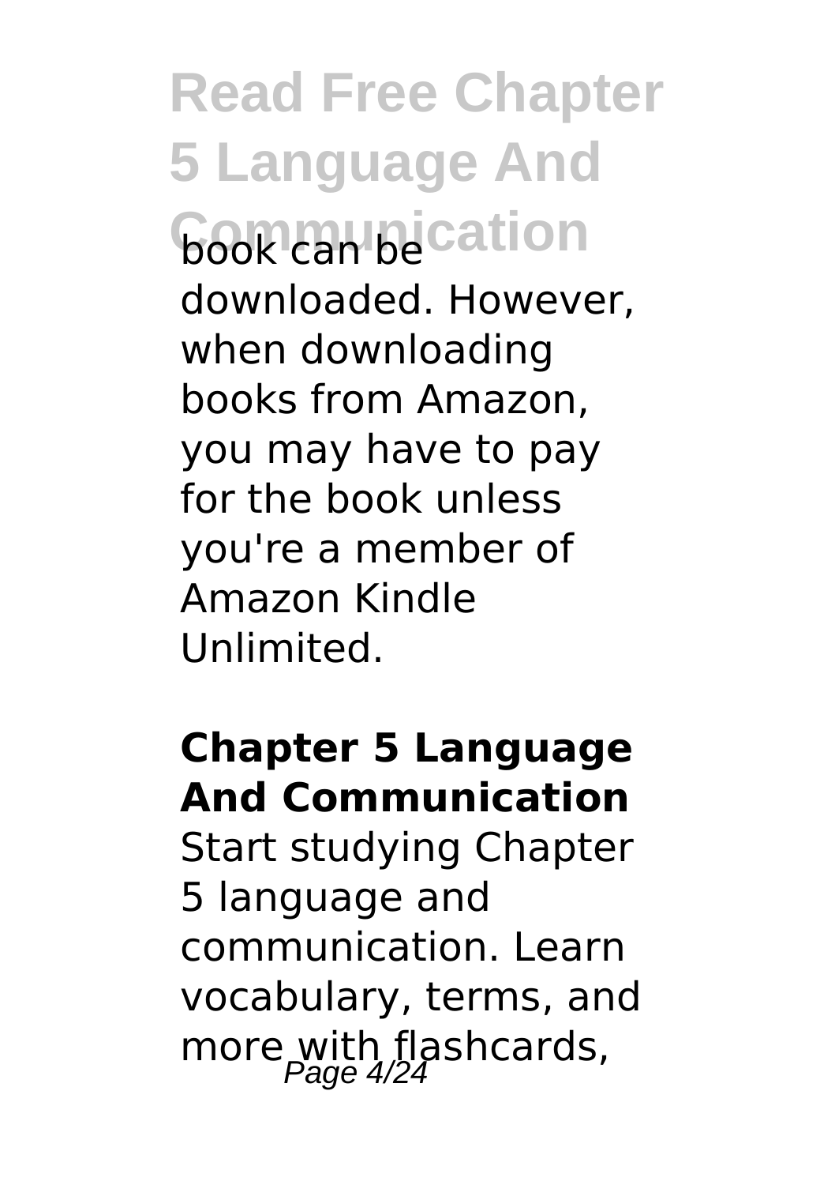book can be downloaded. However, when downloading books from Amazon, you may have to pay for the book unless you're a member of Amazon Kindle Unlimited.

**Chapter 5 Language And Communication**

Start studying Chapter 5 language and communication. Learn vocabulary, terms, and more with flashcards,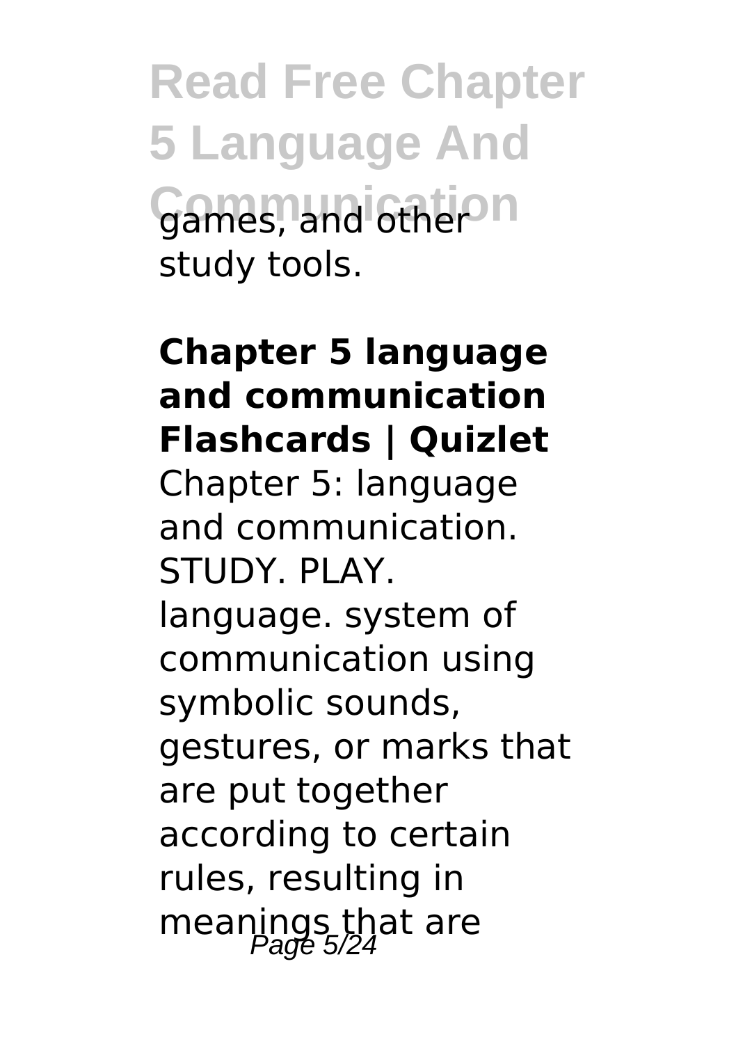games, and other study tools.

**Chapter 5 language and communication Flashcards | Quizlet**

Chapter 5: language and communication. STUDY. PLAY. language. system of communication using symbolic sounds, gestures, or marks that are put together according to certain rules, resulting in meanings that are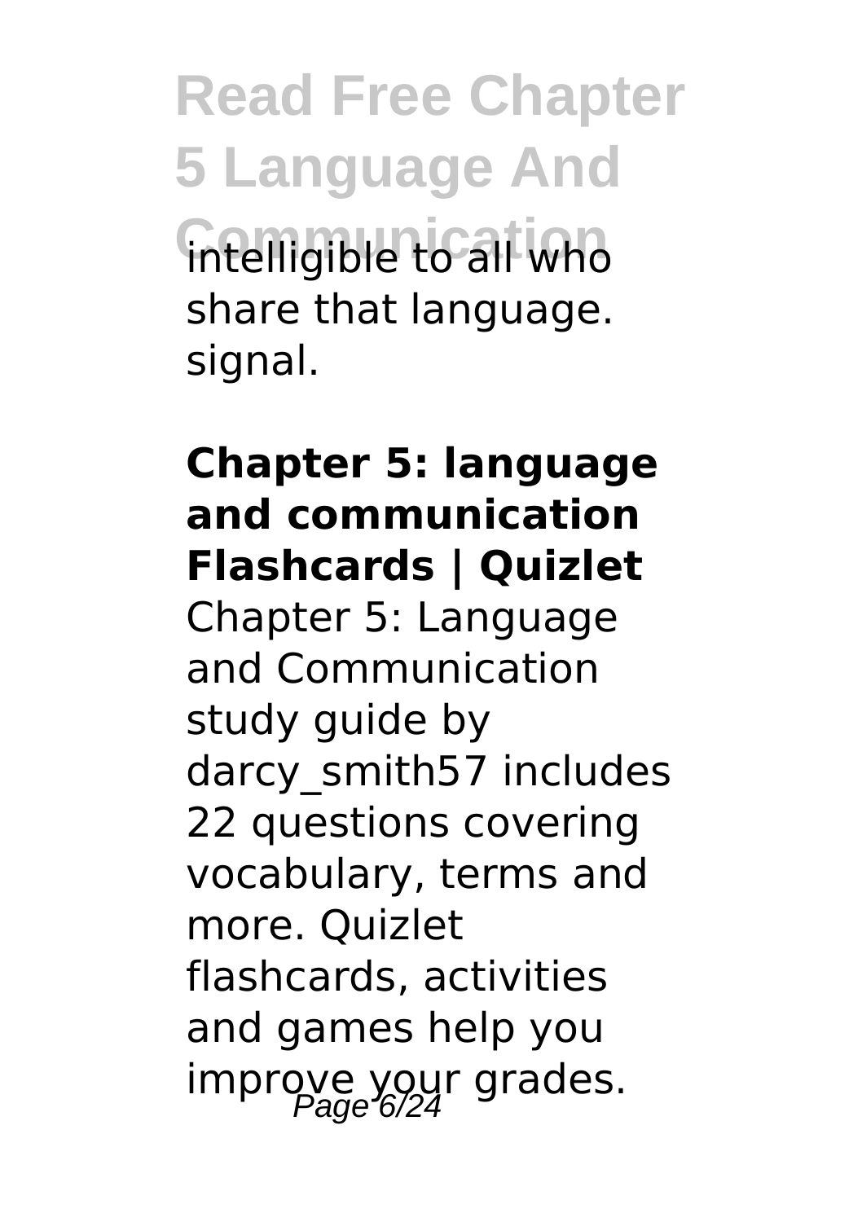intelligible to all who share that language. signal.

**Chapter 5: language and communication Flashcards | Quizlet**

Chapter 5: Language and Communication study guide by darcy_smith57 includes 22 questions covering vocabulary, terms and more. Quizlet flashcards, activities and games help you improve your grades.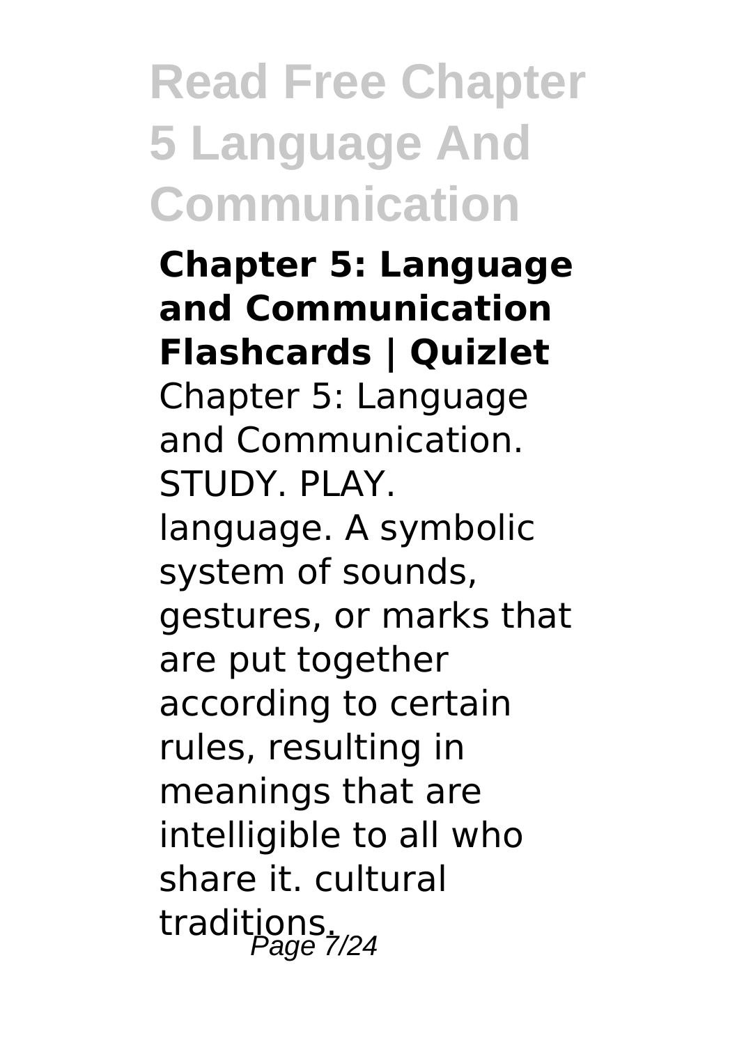# Read Free Chapter 5 Language And Communication

**Chapter 5: Language and Communication Flashcards | Quizlet**

Chapter 5: Language and Communication. STUDY. PLAY. language. A symbolic system of sounds, gestures, or marks that are put together according to certain rules, resulting in meanings that are intelligible to all who share it. cultural traditions.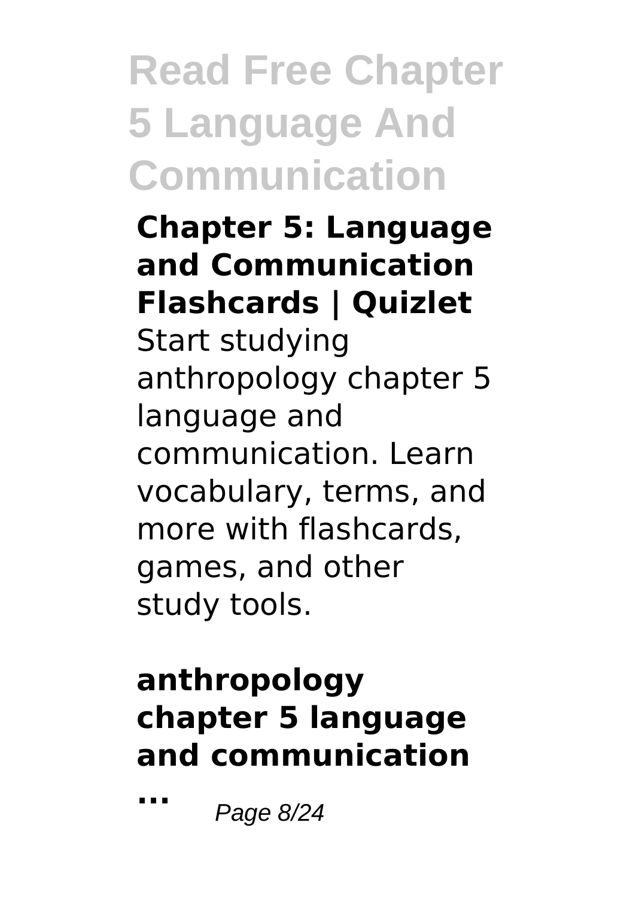# Read Free Chapter 5 Language And Communication

**Chapter 5: Language and Communication Flashcards | Quizlet**

Start studying anthropology chapter 5 language and communication. Learn vocabulary, terms, and more with flashcards, games, and other study tools.

**anthropology chapter 5 language and communication ...**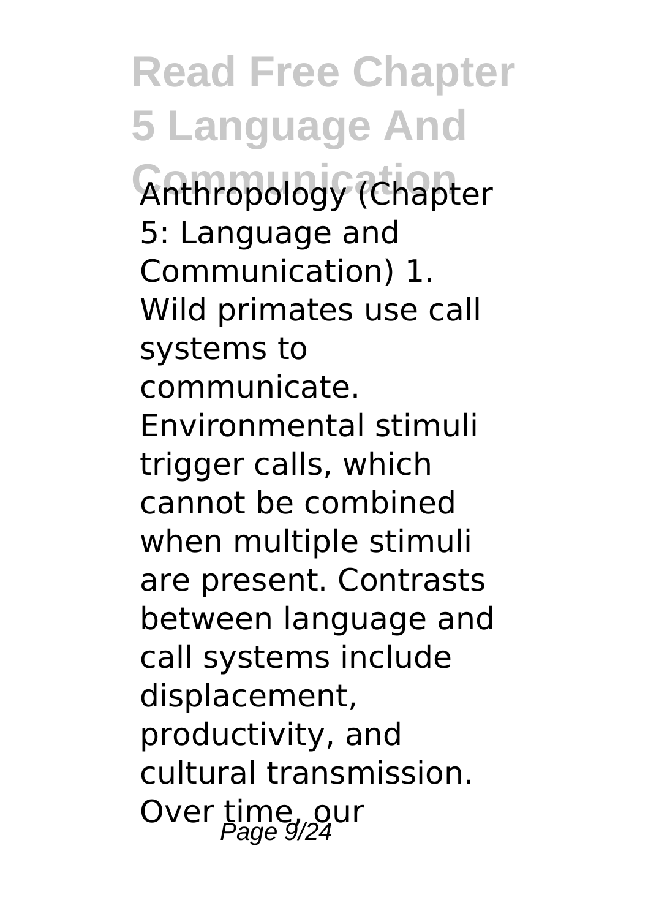Anthropology (Chapter 5: Language and Communication) 1. Wild primates use call systems to communicate. Environmental stimuli trigger calls, which cannot be combined when multiple stimuli are present. Contrasts between language and call systems include displacement, productivity, and cultural transmission. Over time, our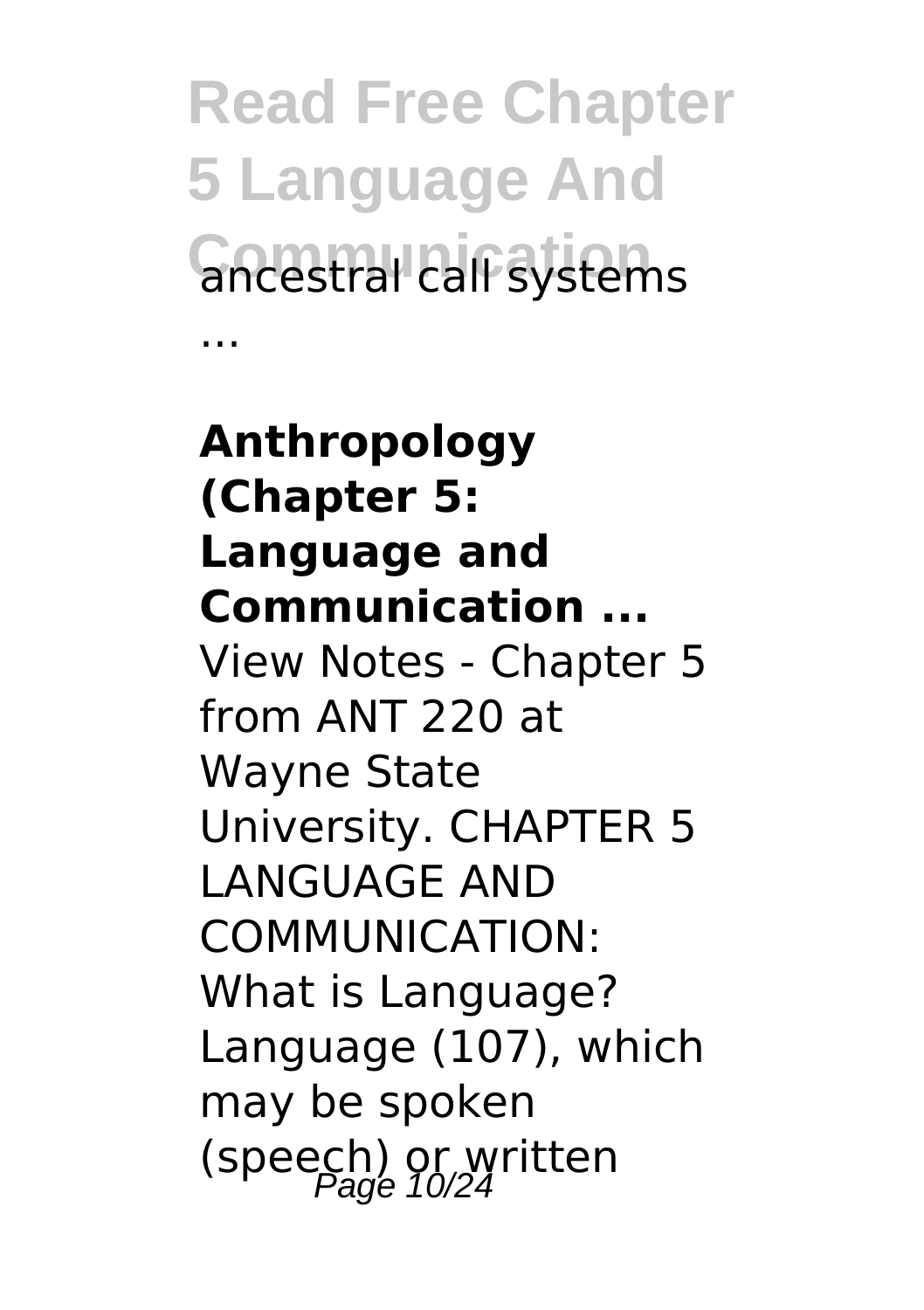ancestral call systems

...

**Anthropology (Chapter 5: Language and Communication ...**

View Notes - Chapter 5 from ANT 220 at Wayne State University. CHAPTER 5 LANGUAGE AND COMMUNICATION: What is Language? Language (107), which may be spoken (speech) or written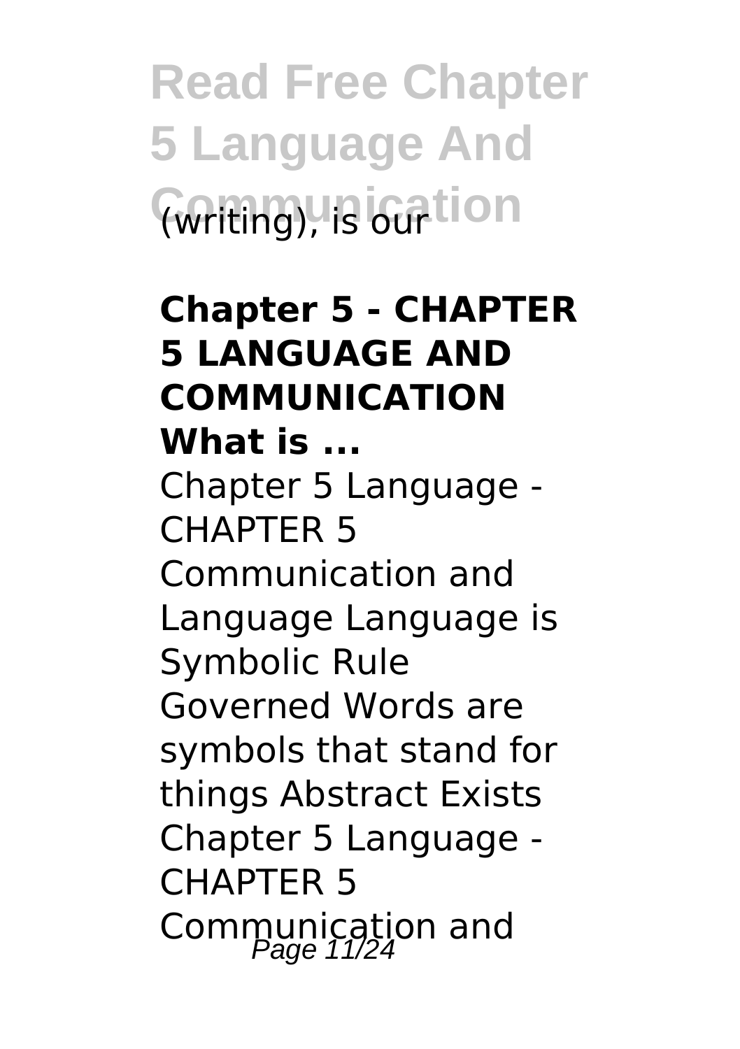(writing), is our

**Chapter 5 - CHAPTER 5 LANGUAGE AND COMMUNICATION What is ...**

Chapter 5 Language - CHAPTER 5 Communication and Language Language is Symbolic Rule Governed Words are symbols that stand for things Abstract Exists Chapter 5 Language - CHAPTER 5 Communication and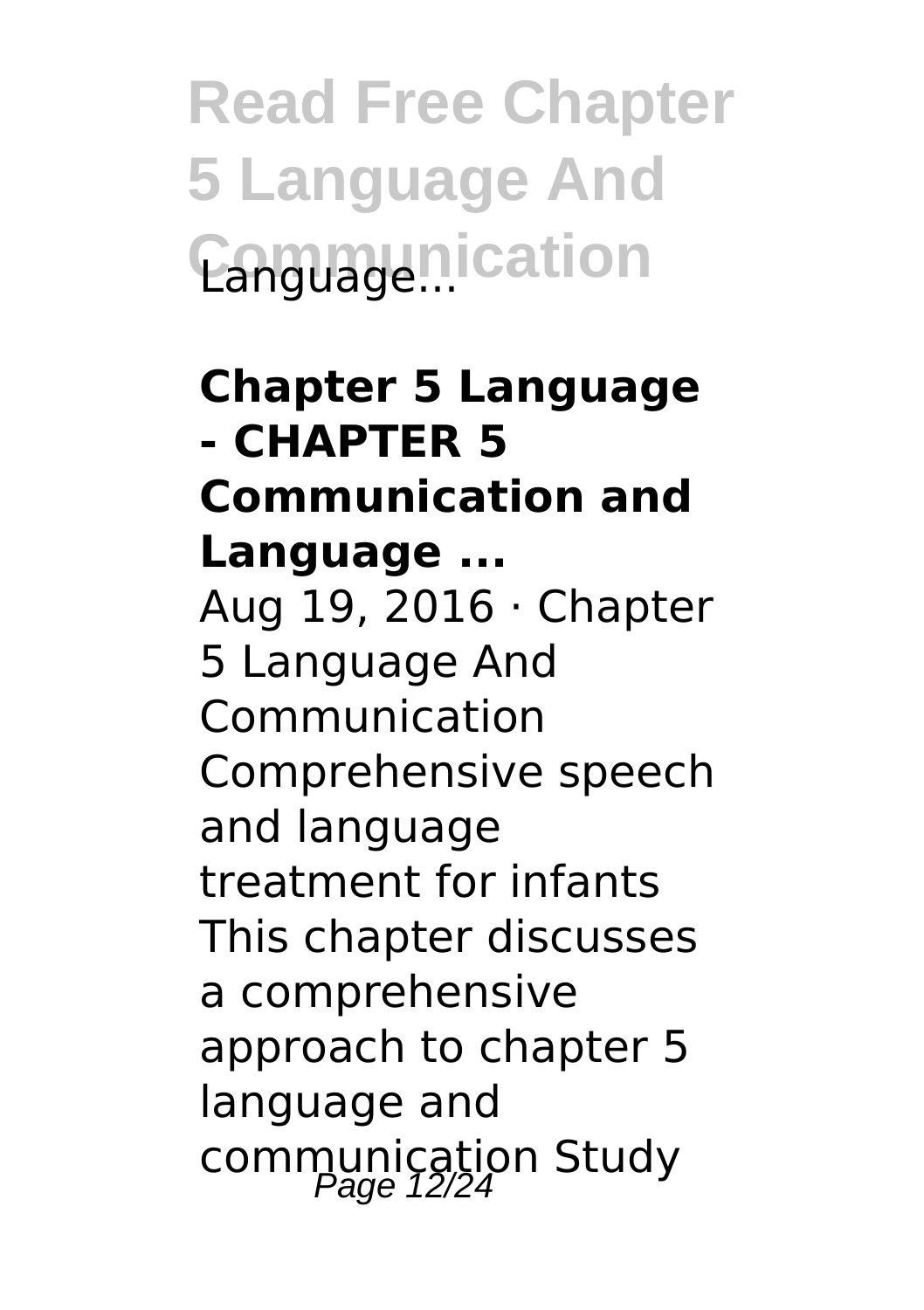Language...

**Chapter 5 Language - CHAPTER 5 Communication and Language ...**

Aug 19, 2016 · Chapter 5 Language And Communication Comprehensive speech and language treatment for infants This chapter discusses a comprehensive approach to chapter 5 language and communication Study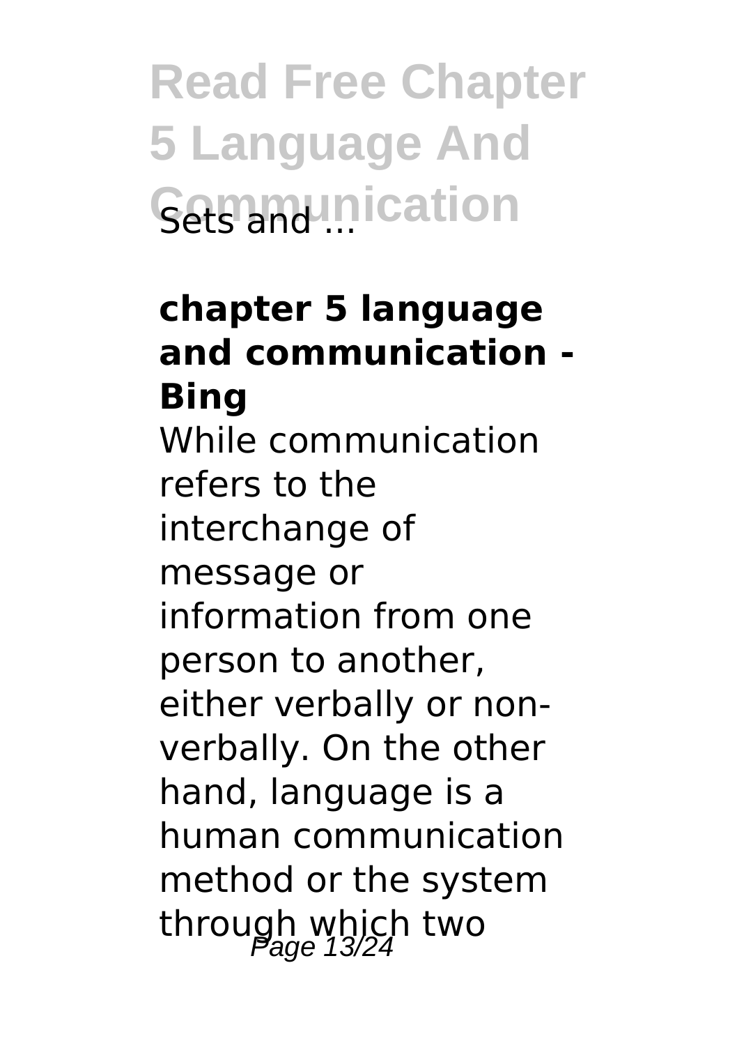Sets and ...

**chapter 5 language and communication - Bing**

While communication refers to the interchange of message or information from one person to another, either verbally or non-verbally. On the other hand, language is a human communication method or the system through which two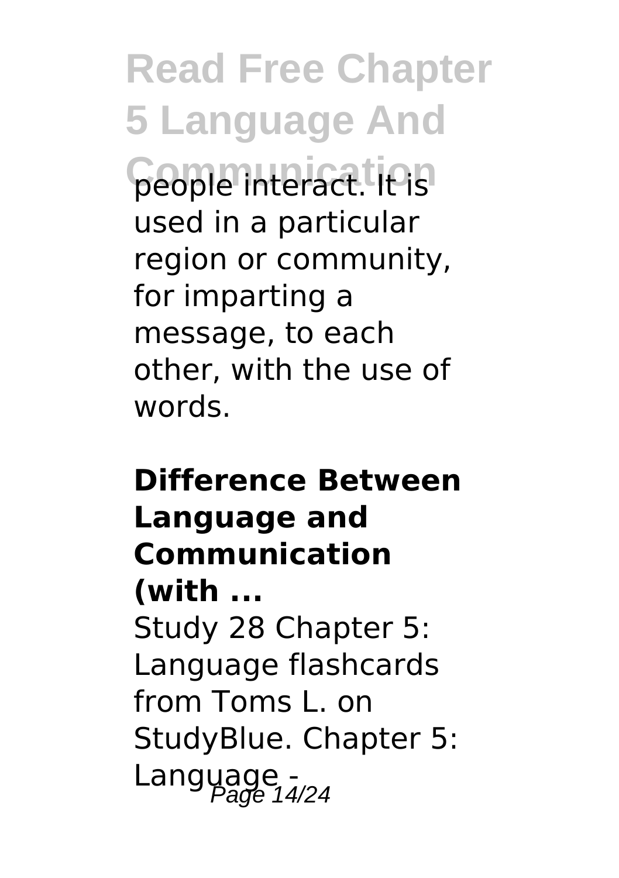people interact. It is used in a particular region or community, for imparting a message, to each other, with the use of words.

**Difference Between Language and Communication (with ...**

Study 28 Chapter 5: Language flashcards from Toms L. on StudyBlue. Chapter 5: Language -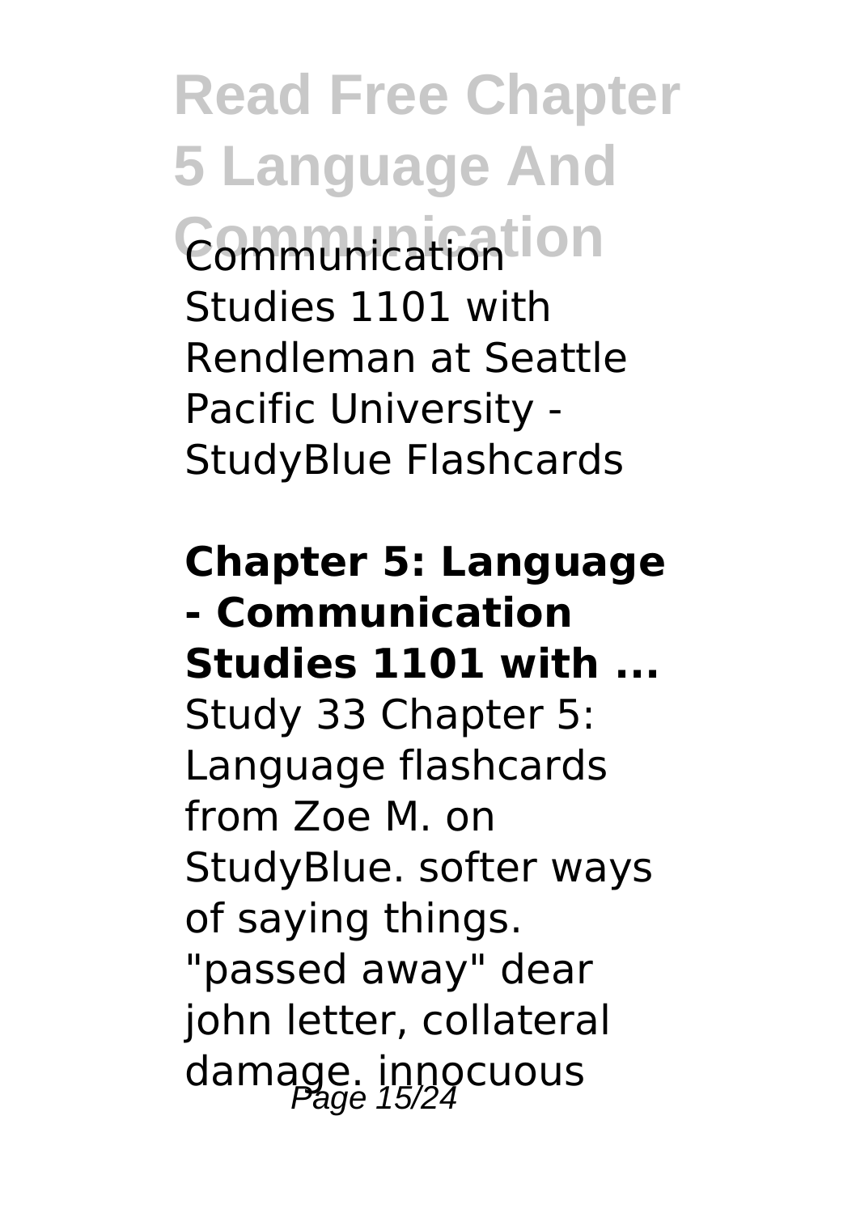Communication Studies 1101 with Rendleman at Seattle Pacific University - StudyBlue Flashcards

**Chapter 5: Language - Communication Studies 1101 with ...**

Study 33 Chapter 5: Language flashcards from Zoe M. on StudyBlue. softer ways of saying things. "passed away" dear john letter, collateral damage. innocuous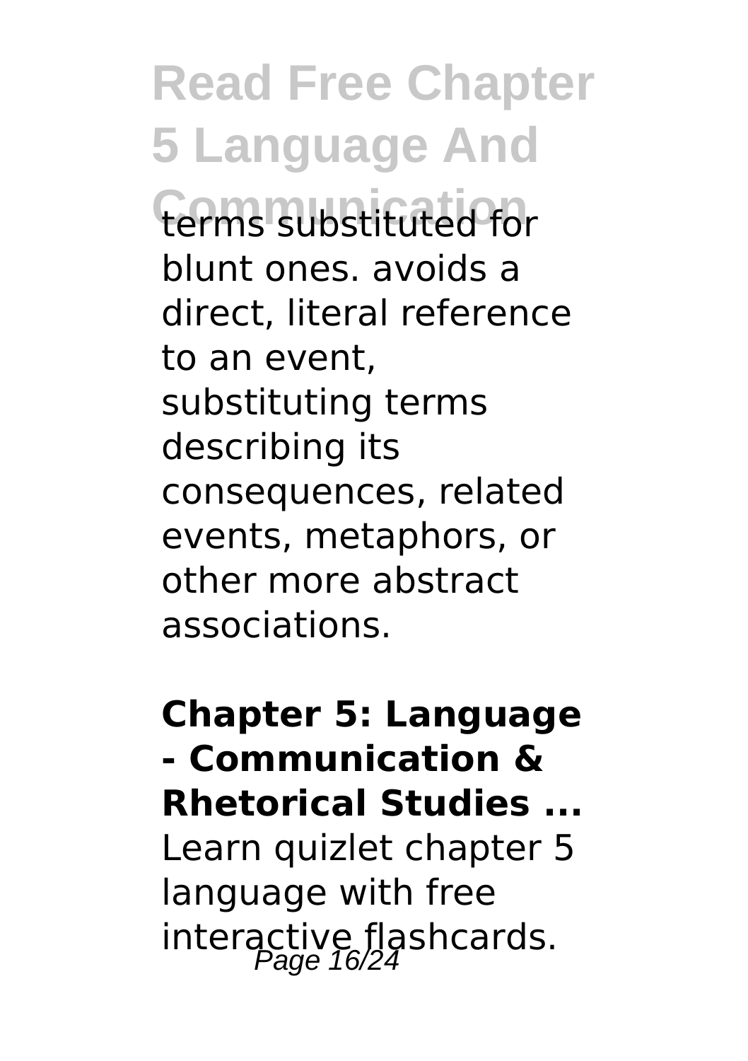terms substituted for blunt ones. avoids a direct, literal reference to an event, substituting terms describing its consequences, related events, metaphors, or other more abstract associations.

**Chapter 5: Language - Communication & Rhetorical Studies ...**

Learn quizlet chapter 5 language with free interactive flashcards.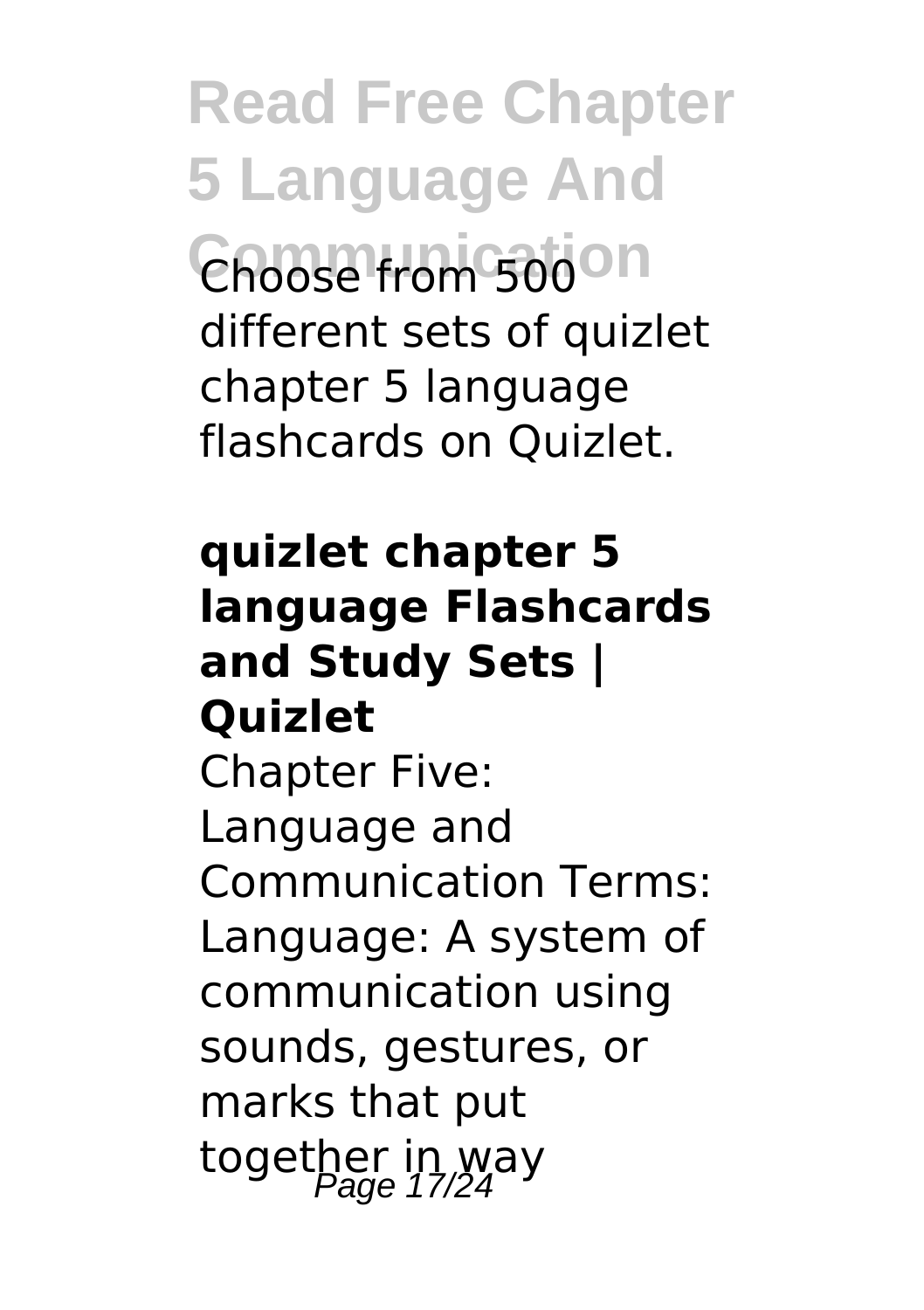Choose from 500 different sets of quizlet chapter 5 language flashcards on Quizlet.

**quizlet chapter 5 language Flashcards and Study Sets | Quizlet**

Chapter Five: Language and Communication Terms: Language: A system of communication using sounds, gestures, or marks that put together in way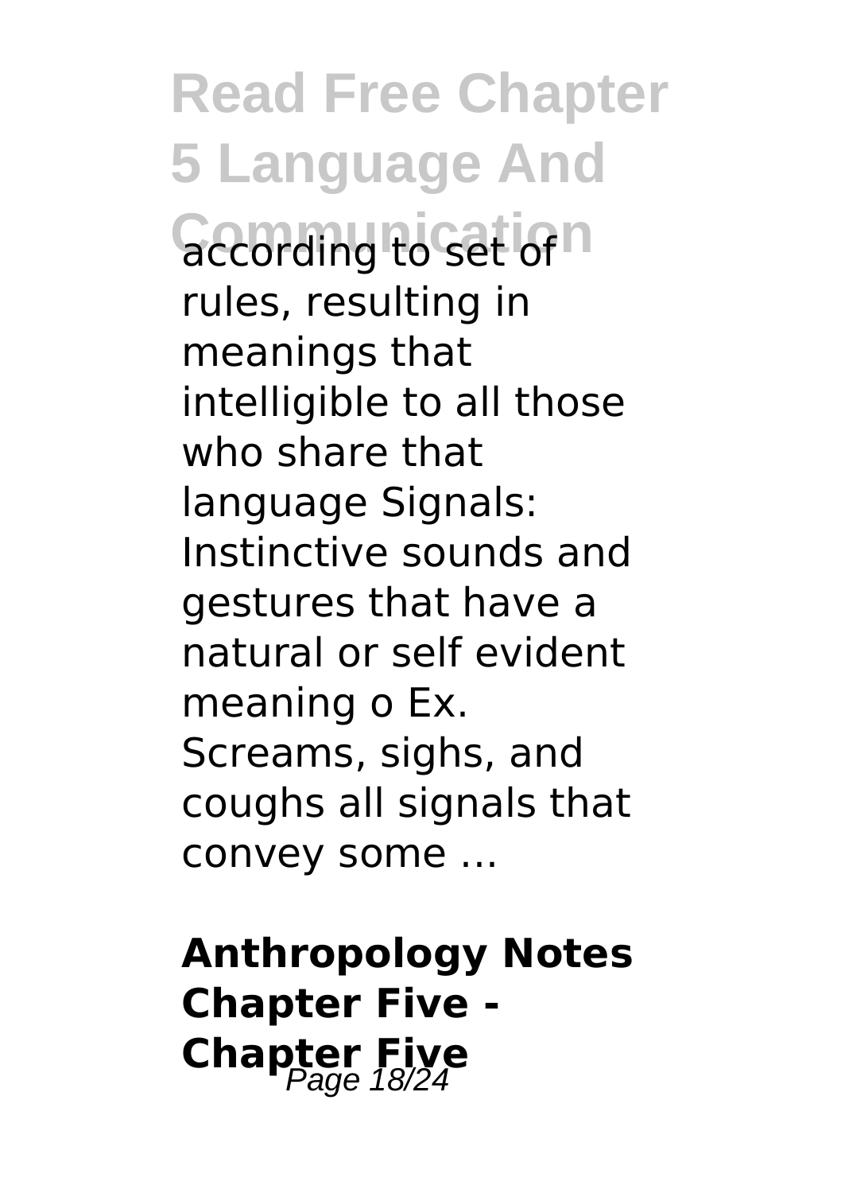according to set of rules, resulting in meanings that intelligible to all those who share that language Signals: Instinctive sounds and gestures that have a natural or self evident meaning o Ex. Screams, sighs, and coughs all signals that convey some ...

**Anthropology Notes Chapter Five - Chapter Five**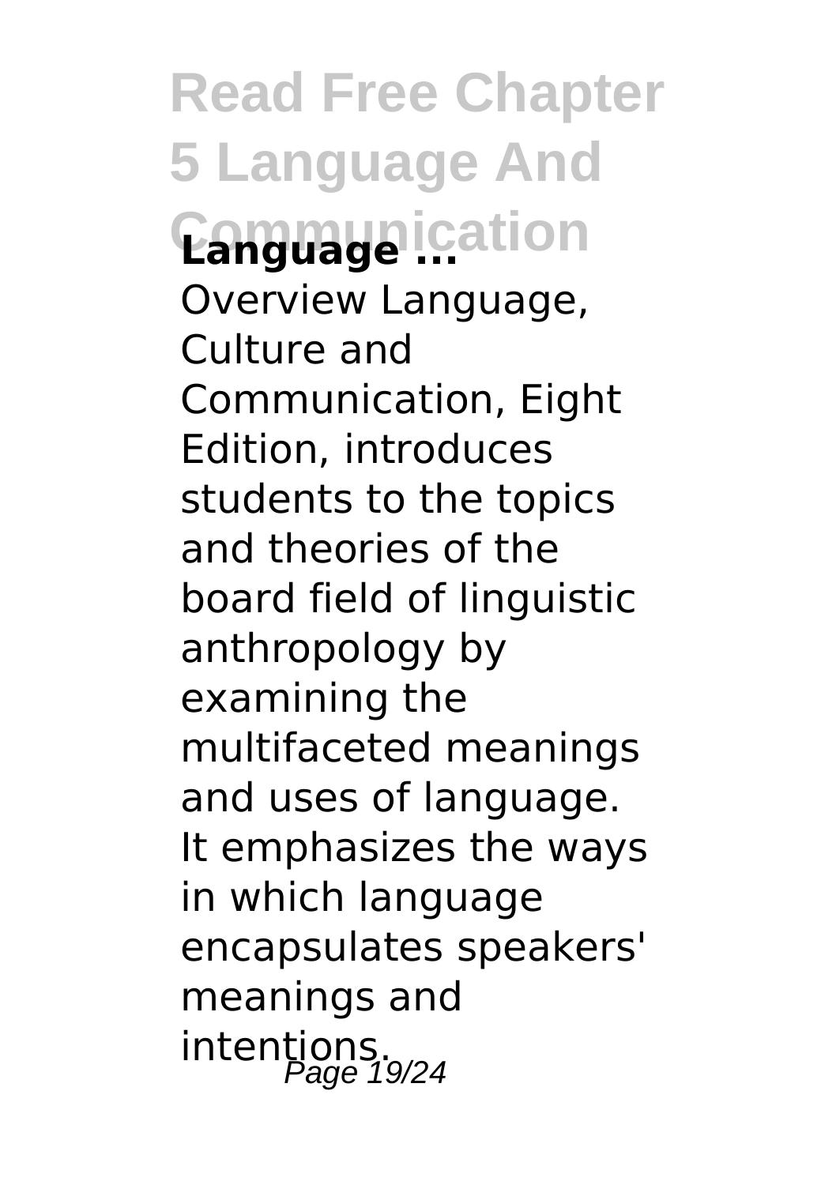**Language ...**

Overview Language, Culture and Communication, Eight Edition, introduces students to the topics and theories of the board field of linguistic anthropology by examining the multifaceted meanings and uses of language. It emphasizes the ways in which language encapsulates speakers' meanings and intentions.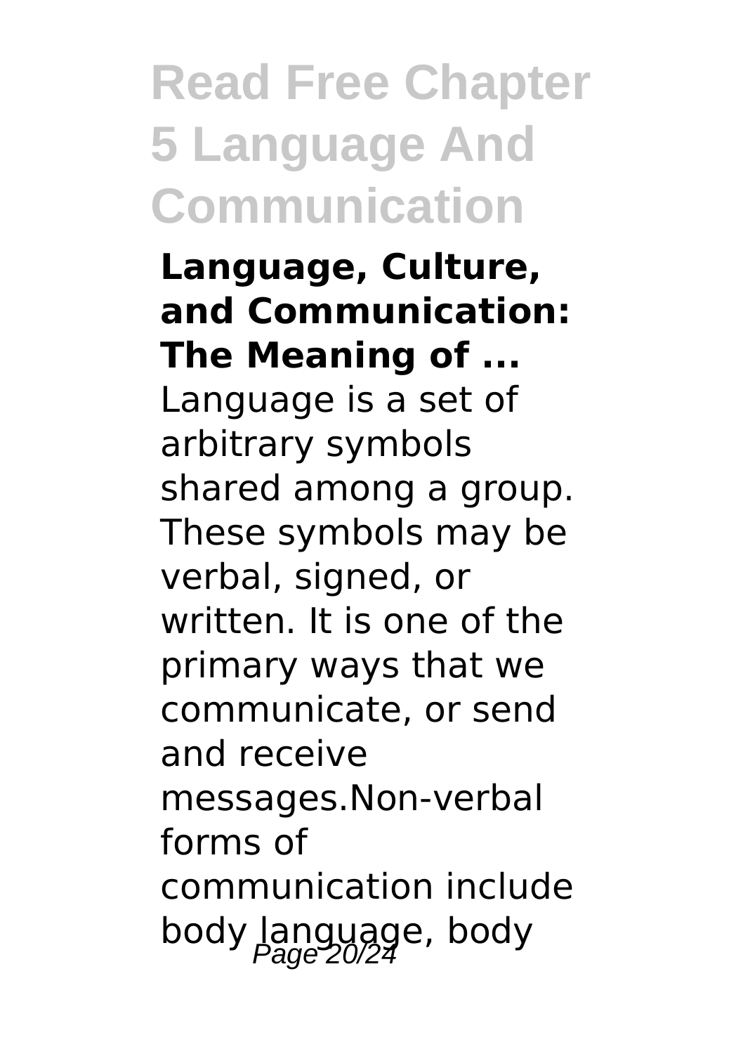**Language, Culture, and Communication: The Meaning of ...**

Language is a set of arbitrary symbols shared among a group. These symbols may be verbal, signed, or written. It is one of the primary ways that we communicate, or send and receive messages.Non-verbal forms of communication include body language, body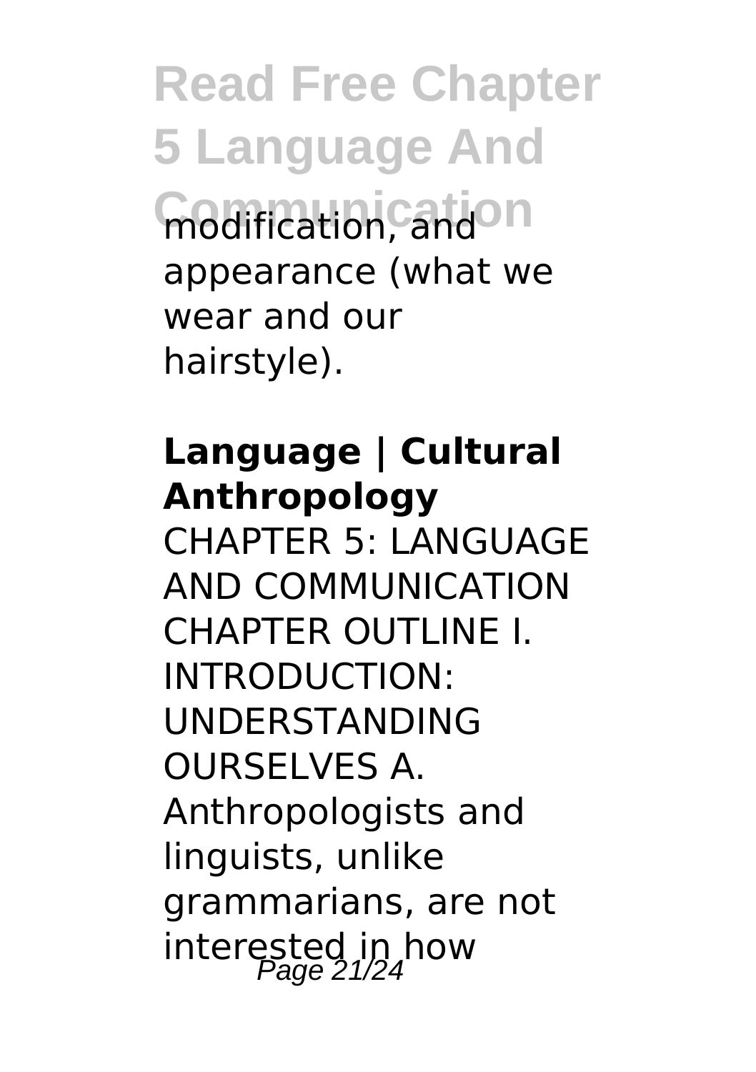modification, and appearance (what we wear and our hairstyle).

**Language | Cultural Anthropology**

CHAPTER 5: LANGUAGE AND COMMUNICATION CHAPTER OUTLINE I. INTRODUCTION: UNDERSTANDING OURSELVES A. Anthropologists and linguists, unlike grammarians, are not interested in how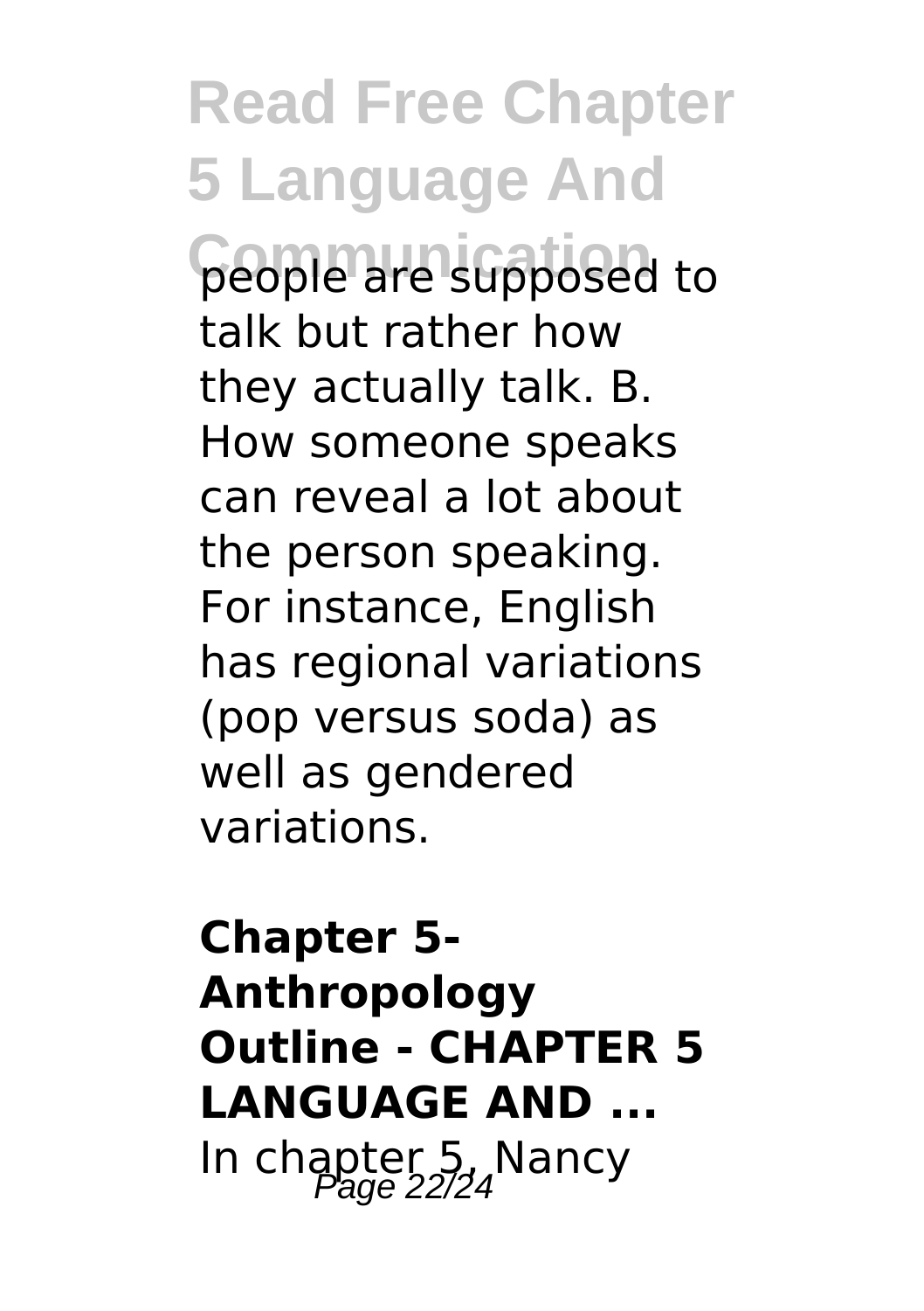people are supposed to talk but rather how they actually talk. B. How someone speaks can reveal a lot about the person speaking. For instance, English has regional variations (pop versus soda) as well as gendered variations.

**Chapter 5- Anthropology Outline - CHAPTER 5 LANGUAGE AND ...**

In chapter 5, Nancy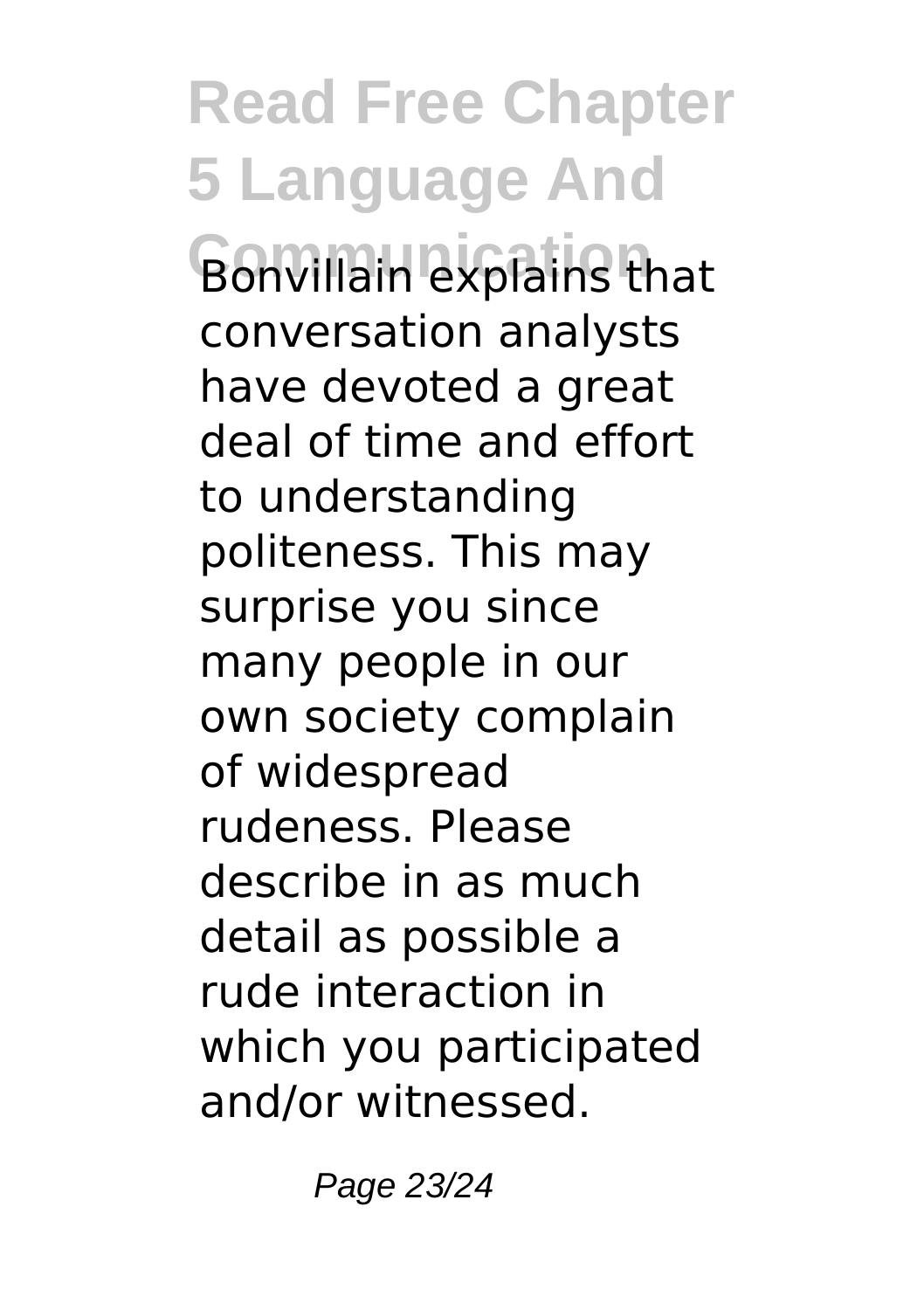Bonvillain explains that conversation analysts have devoted a great deal of time and effort to understanding politeness. This may surprise you since many people in our own society complain of widespread rudeness. Please describe in as much detail as possible a rude interaction in which you participated and/or witnessed.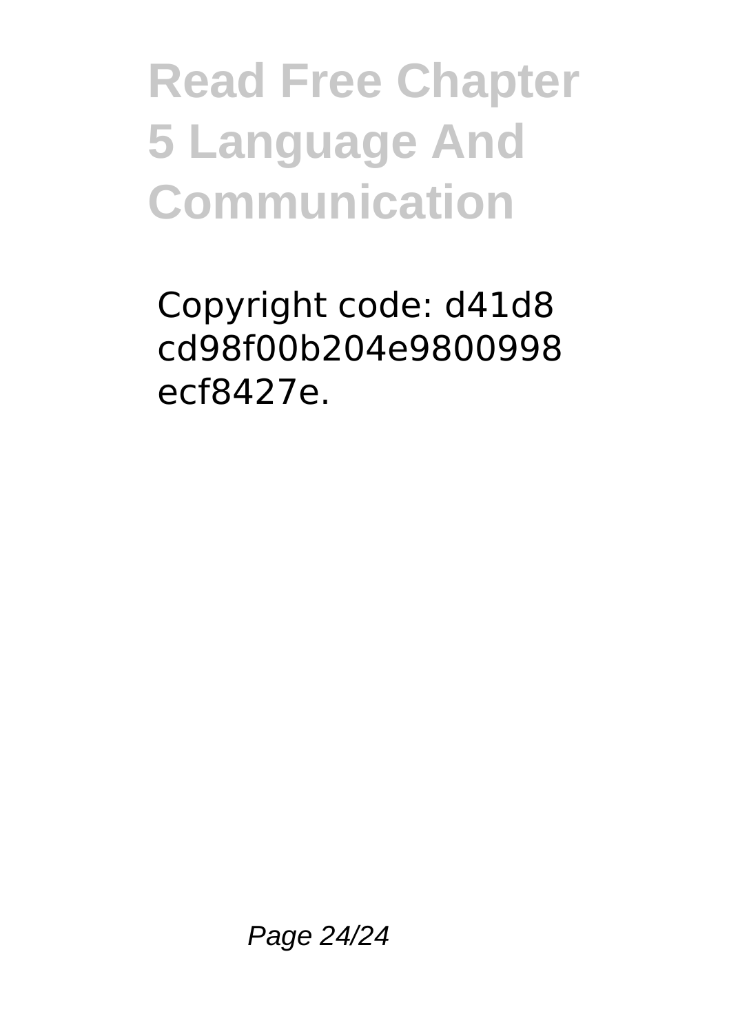Copyright code: d41d8cd98f00b204e9800998ecf8427e.